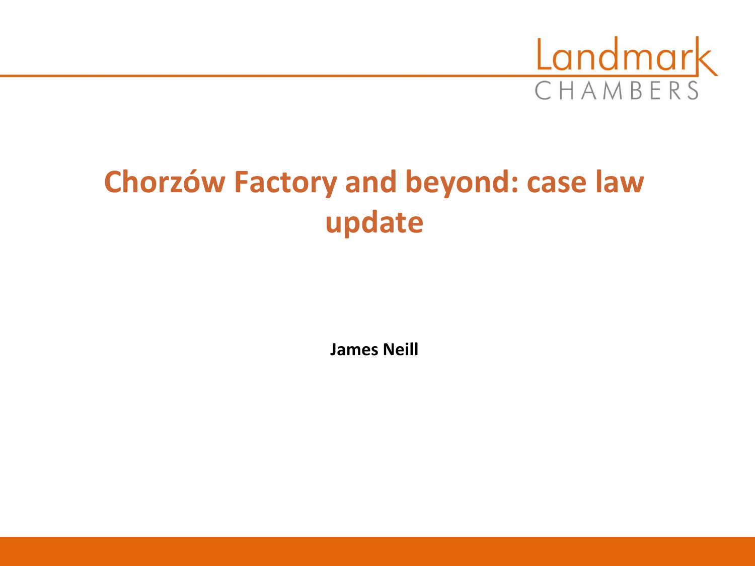Landmark CHAMBERS

# Chorzów Factory and beyond: case law update

**James Neill**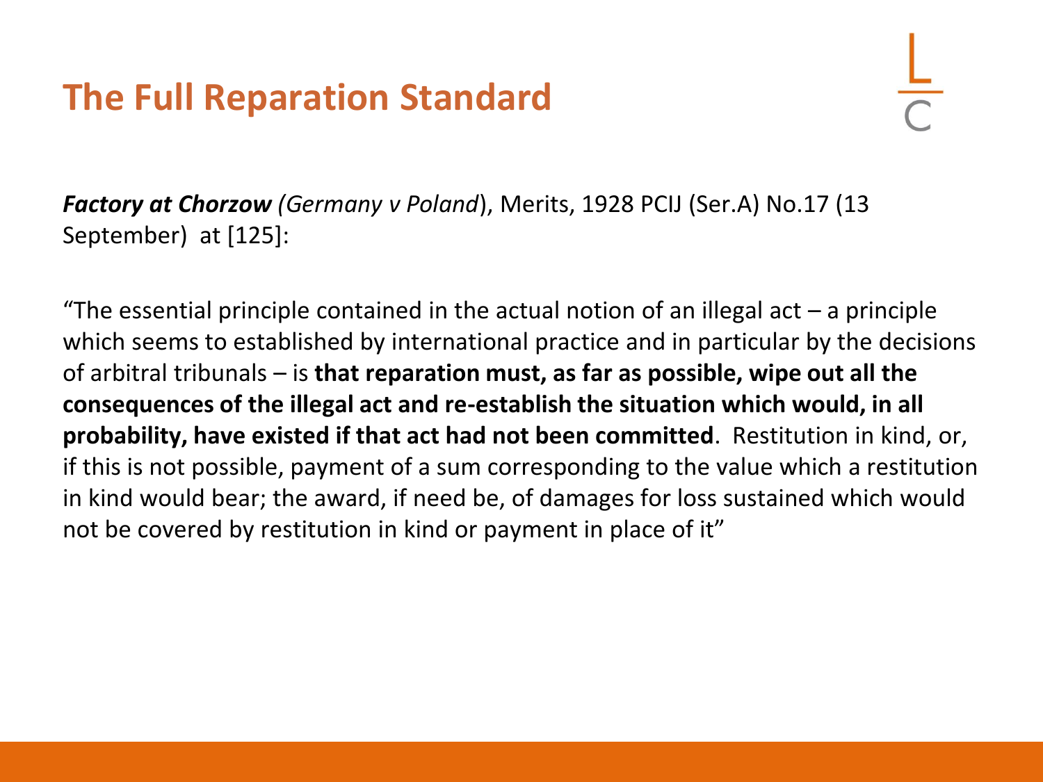# The Full Reparation Standard

***Factory at Chorzow*** *(Germany v Poland*), Merits, 1928 PCIJ (Ser.A) No.17 (13 September) at [125]:

"The essential principle contained in the actual notion of an illegal act – a principle which seems to established by international practice and in particular by the decisions of arbitral tribunals – is **that reparation must, as far as possible, wipe out all the consequences of the illegal act and re-establish the situation which would, in all probability, have existed if that act had not been committed**. Restitution in kind, or, if this is not possible, payment of a sum corresponding to the value which a restitution in kind would bear; the award, if need be, of damages for loss sustained which would not be covered by restitution in kind or payment in place of it"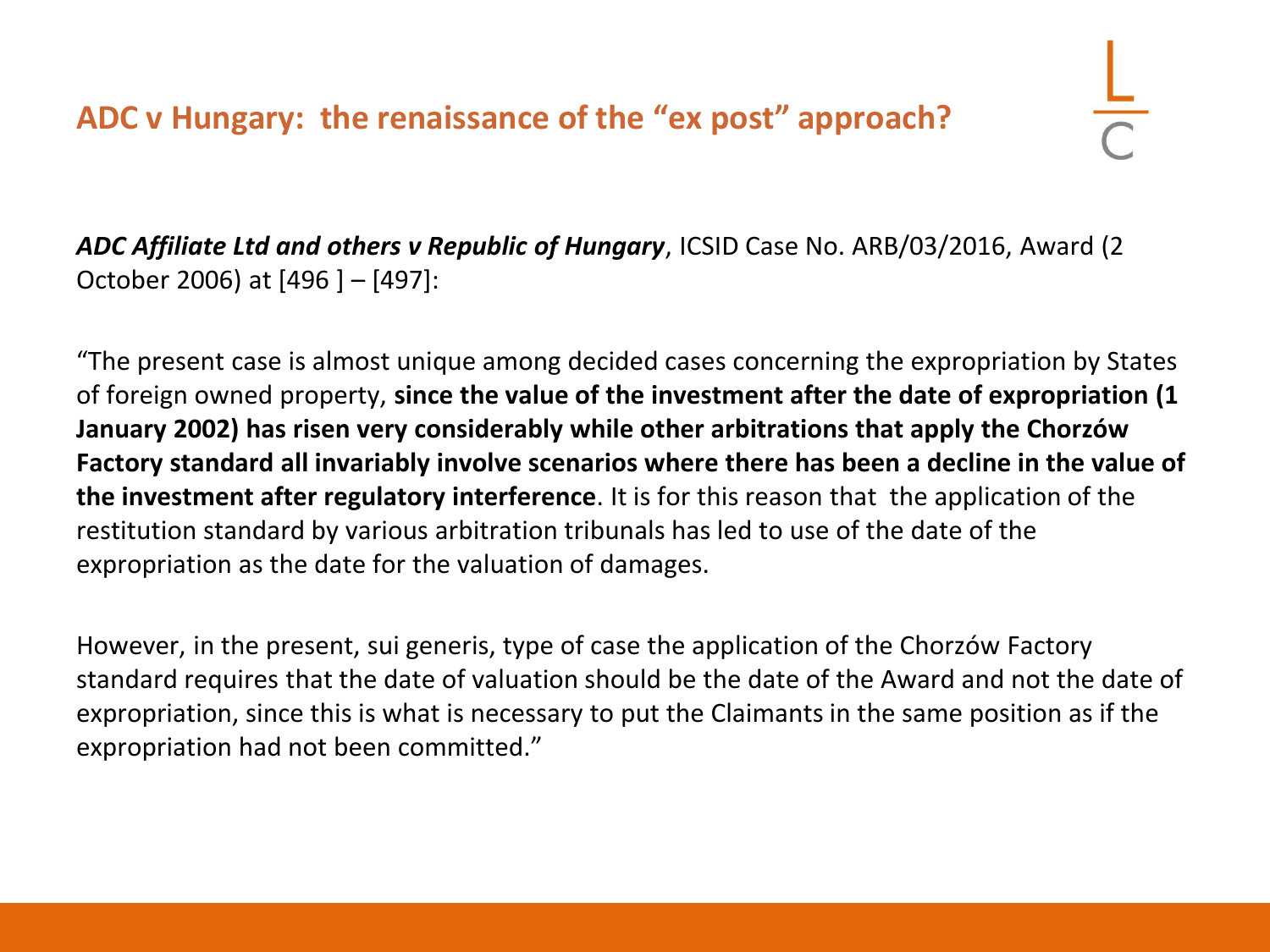## ADC v Hungary: the renaissance of the "ex post" approach?

***ADC Affiliate Ltd and others v Republic of Hungary***, ICSID Case No. ARB/03/2016, Award (2 October 2006) at [496 ] – [497]:

"The present case is almost unique among decided cases concerning the expropriation by States of foreign owned property, **since the value of the investment after the date of expropriation (1 January 2002) has risen very considerably while other arbitrations that apply the Chorzów Factory standard all invariably involve scenarios where there has been a decline in the value of the investment after regulatory interference**. It is for this reason that the application of the restitution standard by various arbitration tribunals has led to use of the date of the expropriation as the date for the valuation of damages.

However, in the present, sui generis, type of case the application of the Chorzów Factory standard requires that the date of valuation should be the date of the Award and not the date of expropriation, since this is what is necessary to put the Claimants in the same position as if the expropriation had not been committed."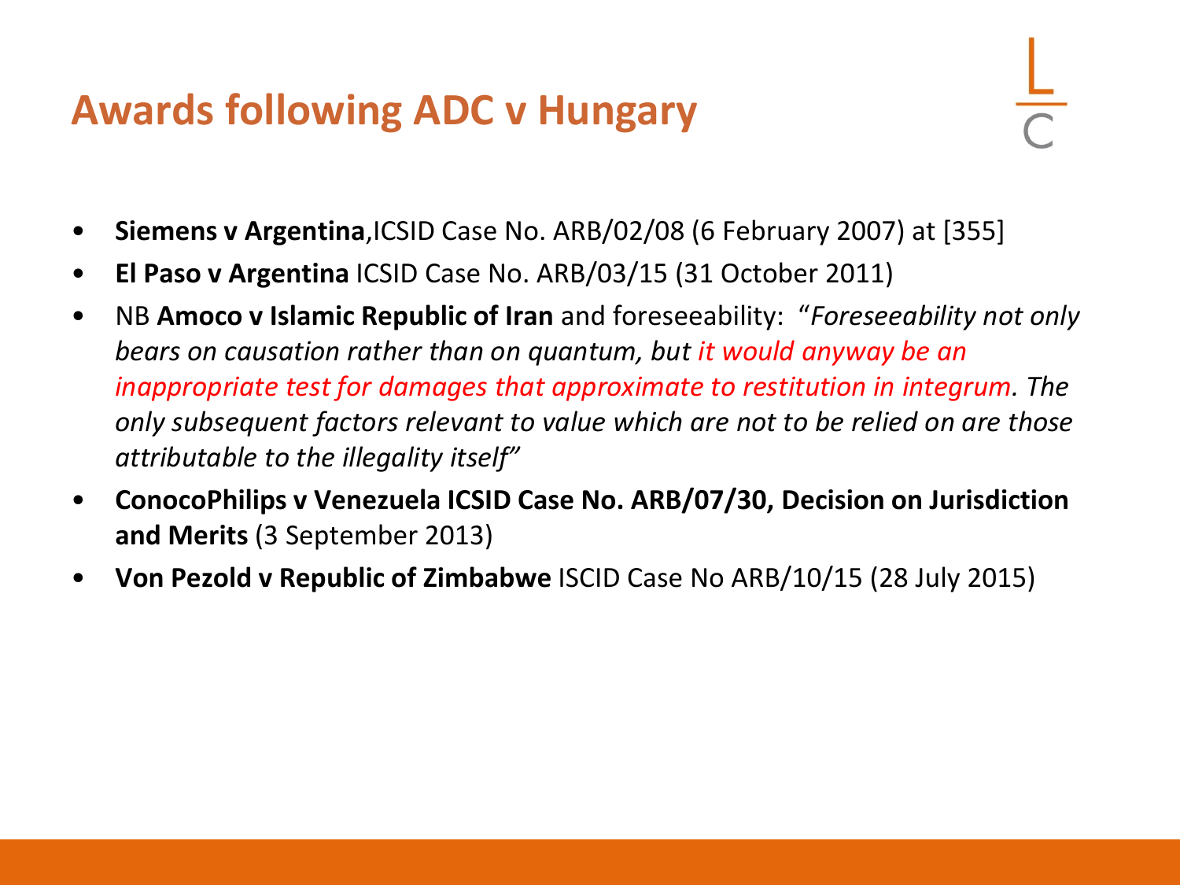# Awards following ADC v Hungary

- **Siemens v Argentina**,ICSID Case No. ARB/02/08 (6 February 2007) at [355]
- **El Paso v Argentina** ICSID Case No. ARB/03/15 (31 October 2011)
- NB **Amoco v Islamic Republic of Iran** and foreseeability: "*Foreseeability not only bears on causation rather than on quantum, but it would anyway be an inappropriate test for damages that approximate to restitution in integrum. The only subsequent factors relevant to value which are not to be relied on are those attributable to the illegality itself*"
- **ConocoPhilips v Venezuela ICSID Case No. ARB/07/30, Decision on Jurisdiction and Merits** (3 September 2013)
- **Von Pezold v Republic of Zimbabwe** ISCID Case No ARB/10/15 (28 July 2015)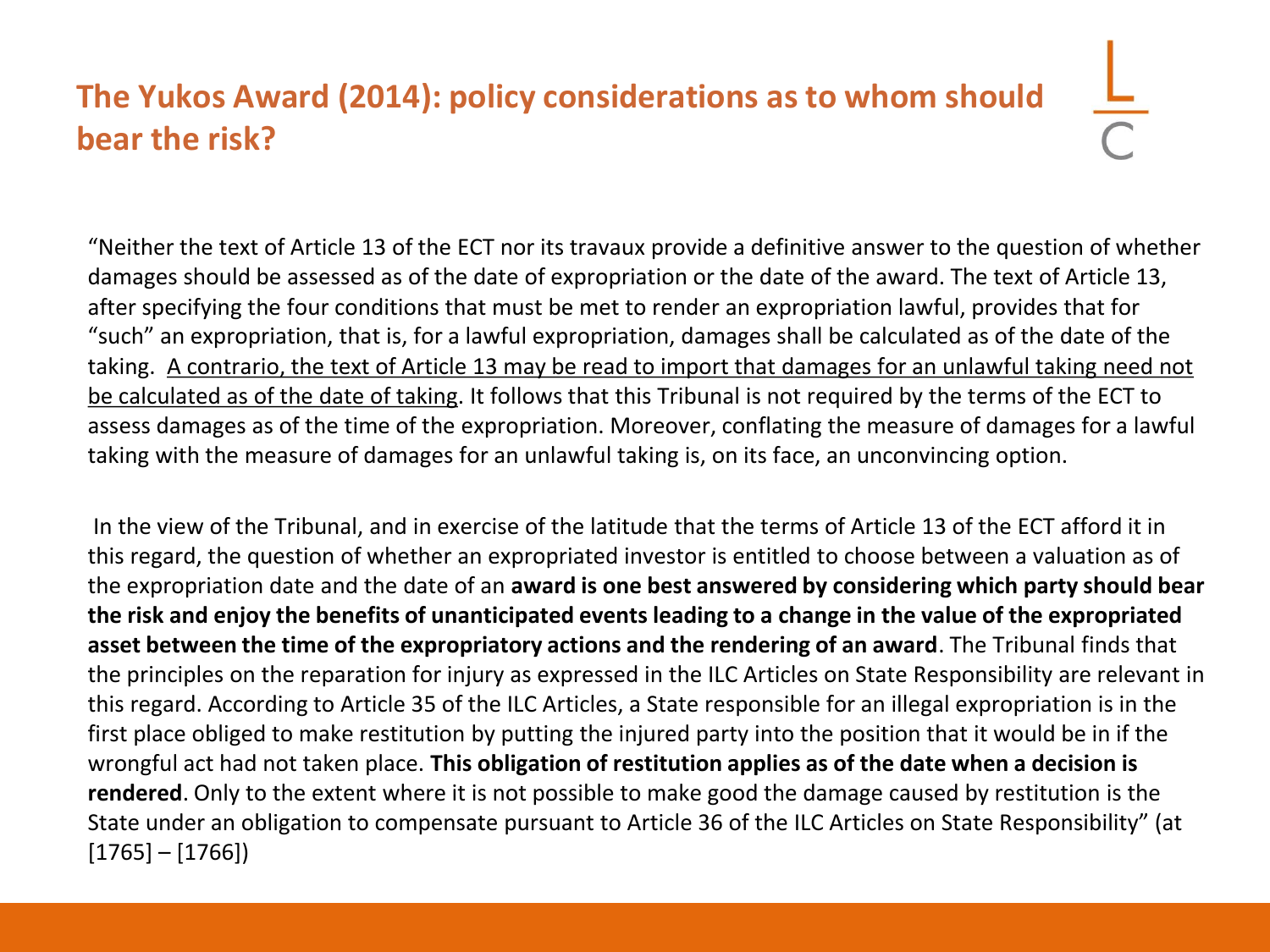## The Yukos Award (2014): policy considerations as to whom should bear the risk?

"Neither the text of Article 13 of the ECT nor its travaux provide a definitive answer to the question of whether damages should be assessed as of the date of expropriation or the date of the award. The text of Article 13, after specifying the four conditions that must be met to render an expropriation lawful, provides that for "such" an expropriation, that is, for a lawful expropriation, damages shall be calculated as of the date of the taking. <u>A contrario, the text of Article 13 may be read to import that damages for an unlawful taking need not be calculated as of the date of taking</u>. It follows that this Tribunal is not required by the terms of the ECT to assess damages as of the time of the expropriation. Moreover, conflating the measure of damages for a lawful taking with the measure of damages for an unlawful taking is, on its face, an unconvincing option.

In the view of the Tribunal, and in exercise of the latitude that the terms of Article 13 of the ECT afford it in this regard, the question of whether an expropriated investor is entitled to choose between a valuation as of the expropriation date and the date of an **award is one best answered by considering which party should bear the risk and enjoy the benefits of unanticipated events leading to a change in the value of the expropriated asset between the time of the expropriatory actions and the rendering of an award**. The Tribunal finds that the principles on the reparation for injury as expressed in the ILC Articles on State Responsibility are relevant in this regard. According to Article 35 of the ILC Articles, a State responsible for an illegal expropriation is in the first place obliged to make restitution by putting the injured party into the position that it would be in if the wrongful act had not taken place. **This obligation of restitution applies as of the date when a decision is rendered**. Only to the extent where it is not possible to make good the damage caused by restitution is the State under an obligation to compensate pursuant to Article 36 of the ILC Articles on State Responsibility" (at [1765] – [1766])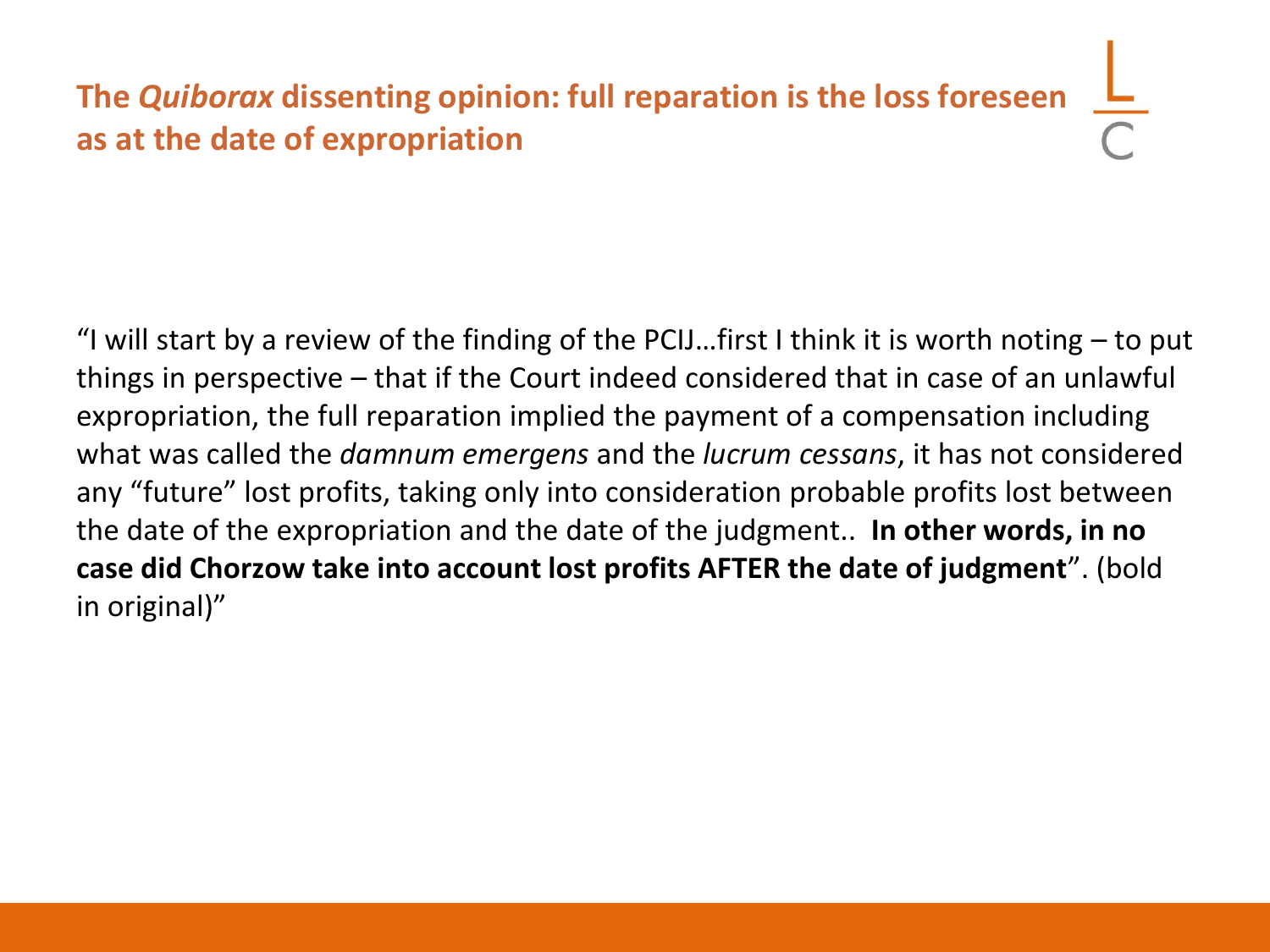## The *Quiborax* dissenting opinion: full reparation is the loss foreseen as at the date of expropriation

"I will start by a review of the finding of the PCIJ…first I think it is worth noting – to put things in perspective – that if the Court indeed considered that in case of an unlawful expropriation, the full reparation implied the payment of a compensation including what was called the *damnum emergens* and the *lucrum cessans*, it has not considered any "future" lost profits, taking only into consideration probable profits lost between the date of the expropriation and the date of the judgment.. **In other words, in no case did Chorzow take into account lost profits AFTER the date of judgment**". (bold in original)"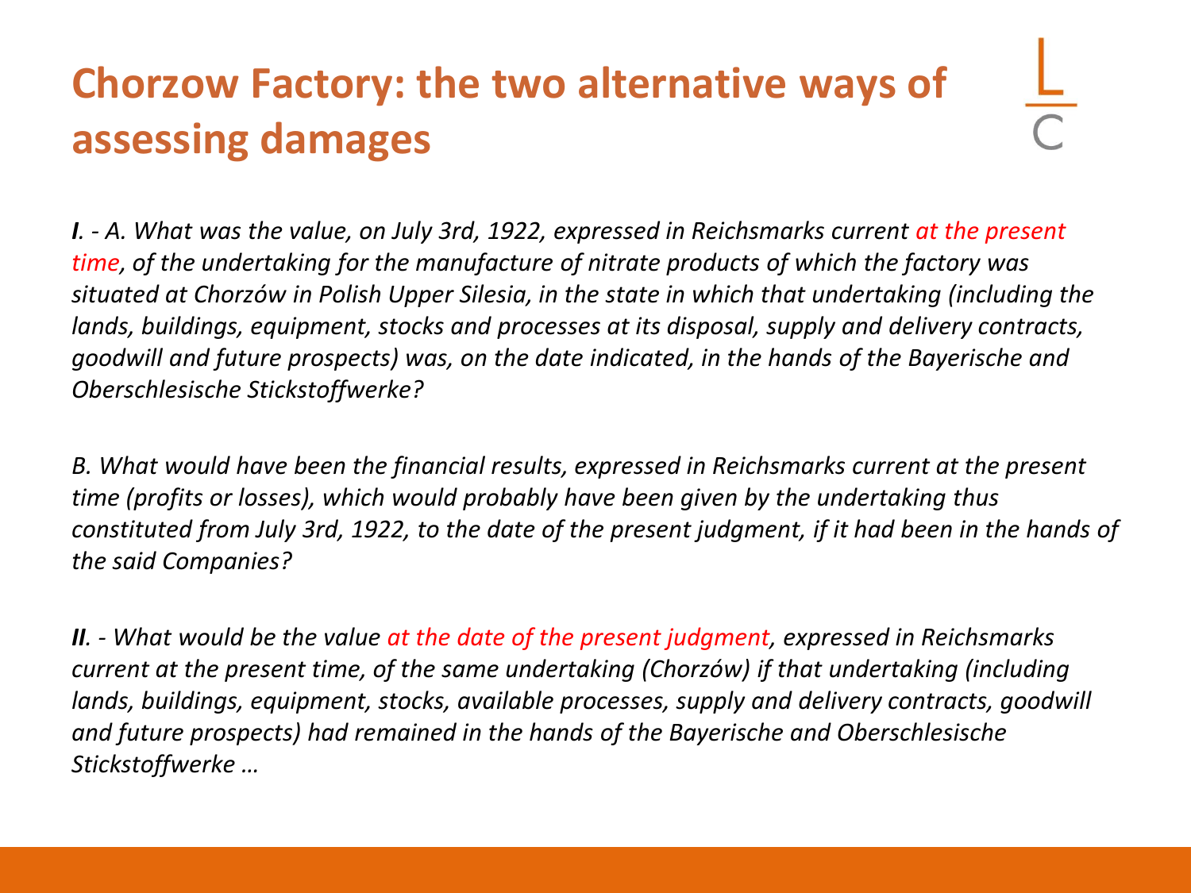# Chorzow Factory: the two alternative ways of assessing damages

***I**. - A. What was the value, on July 3rd, 1922, expressed in Reichsmarks current at the present time, of the undertaking for the manufacture of nitrate products of which the factory was situated at Chorzów in Polish Upper Silesia, in the state in which that undertaking (including the lands, buildings, equipment, stocks and processes at its disposal, supply and delivery contracts, goodwill and future prospects) was, on the date indicated, in the hands of the Bayerische and Oberschlesische Stickstoffwerke?*

*B. What would have been the financial results, expressed in Reichsmarks current at the present time (profits or losses), which would probably have been given by the undertaking thus constituted from July 3rd, 1922, to the date of the present judgment, if it had been in the hands of the said Companies?*

***II**. - What would be the value at the date of the present judgment, expressed in Reichsmarks current at the present time, of the same undertaking (Chorzów) if that undertaking (including lands, buildings, equipment, stocks, available processes, supply and delivery contracts, goodwill and future prospects) had remained in the hands of the Bayerische and Oberschlesische Stickstoffwerke …*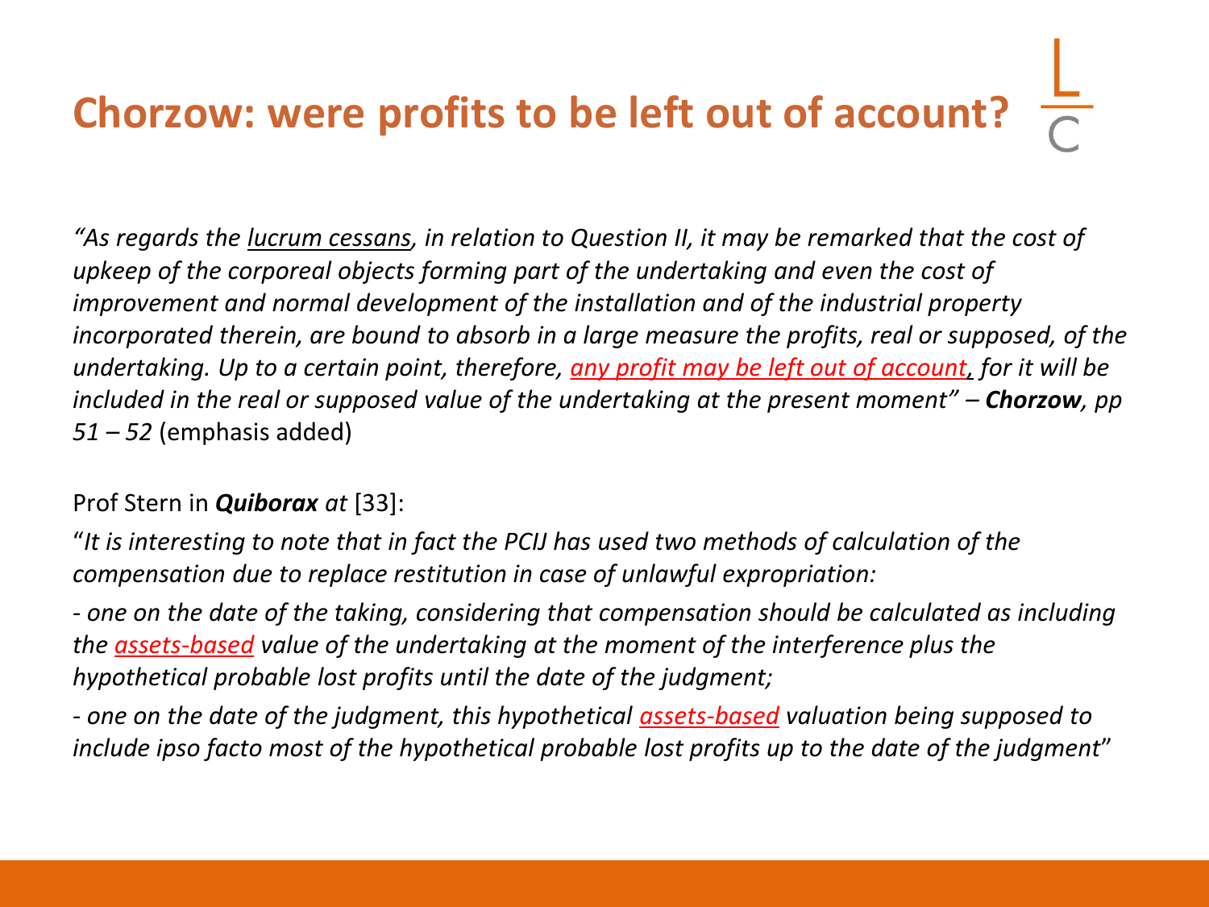# Chorzow: were profits to be left out of account?

*"As regards the lucrum cessans, in relation to Question II, it may be remarked that the cost of upkeep of the corporeal objects forming part of the undertaking and even the cost of improvement and normal development of the installation and of the industrial property incorporated therein, are bound to absorb in a large measure the profits, real or supposed, of the undertaking. Up to a certain point, therefore, any profit may be left out of account, for it will be included in the real or supposed value of the undertaking at the present moment" –* ***Chorzow****, pp 51 – 52* (emphasis added)

Prof Stern in ***Quiborax*** *at* [33]:

"*It is interesting to note that in fact the PCIJ has used two methods of calculation of the compensation due to replace restitution in case of unlawful expropriation:*

*- one on the date of the taking, considering that compensation should be calculated as including the assets-based value of the undertaking at the moment of the interference plus the hypothetical probable lost profits until the date of the judgment;*

*- one on the date of the judgment, this hypothetical assets-based valuation being supposed to include ipso facto most of the hypothetical probable lost profits up to the date of the judgment*"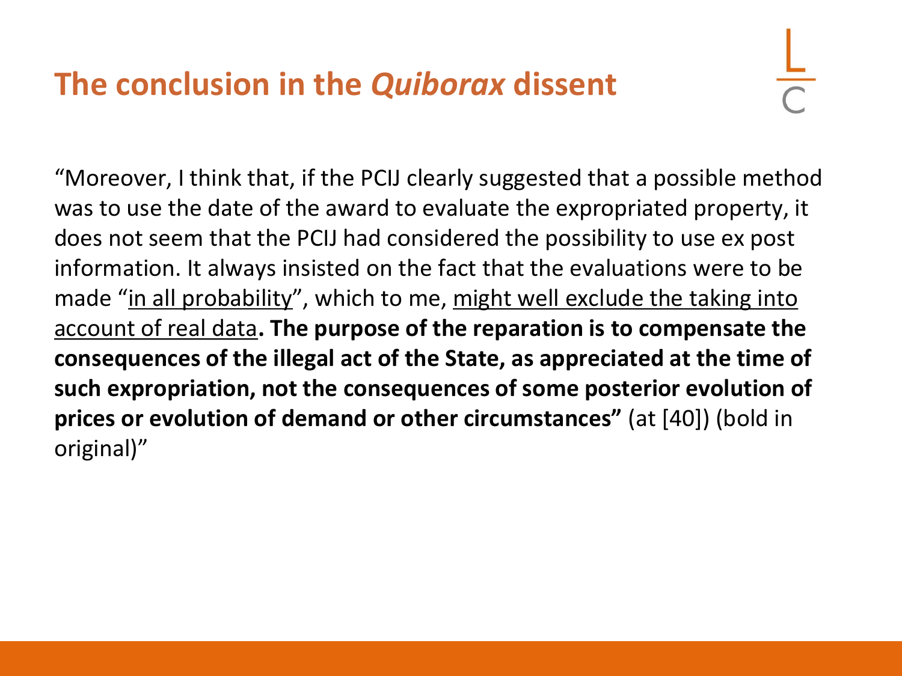## The conclusion in the *Quiborax* dissent

"Moreover, I think that, if the PCIJ clearly suggested that a possible method was to use the date of the award to evaluate the expropriated property, it does not seem that the PCIJ had considered the possibility to use ex post information. It always insisted on the fact that the evaluations were to be made "<u>in all probability</u>", which to me, <u>might well exclude the taking into account of real data</u>. **The purpose of the reparation is to compensate the consequences of the illegal act of the State, as appreciated at the time of such expropriation, not the consequences of some posterior evolution of prices or evolution of demand or other circumstances"** (at [40]) (bold in original)"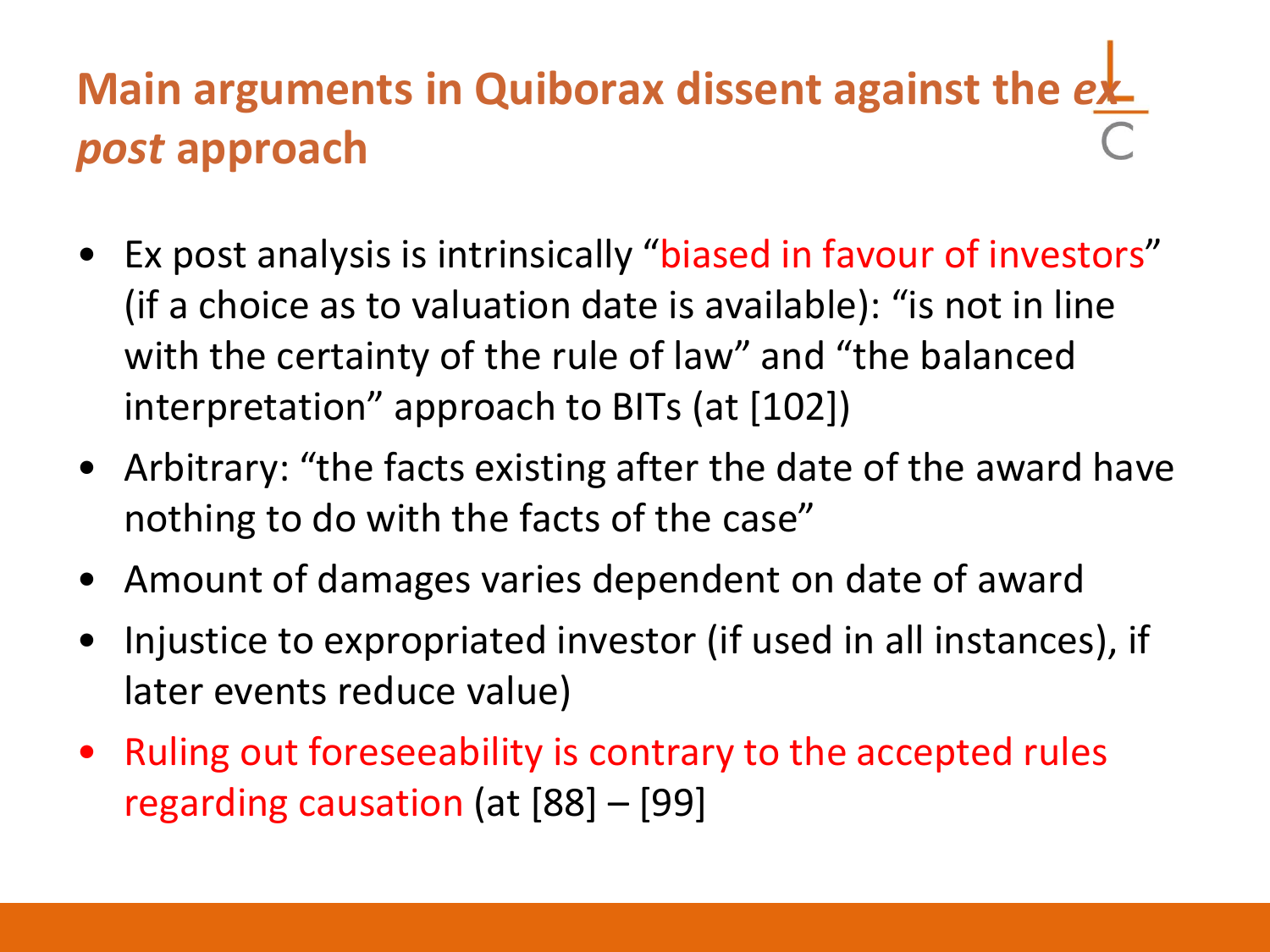# Main arguments in Quiborax dissent against the *ex post* approach

- Ex post analysis is intrinsically "biased in favour of investors" (if a choice as to valuation date is available): "is not in line with the certainty of the rule of law" and "the balanced interpretation" approach to BITs (at [102])
- Arbitrary: "the facts existing after the date of the award have nothing to do with the facts of the case"
- Amount of damages varies dependent on date of award
- Injustice to expropriated investor (if used in all instances), if later events reduce value)
- Ruling out foreseeability is contrary to the accepted rules regarding causation (at [88] – [99]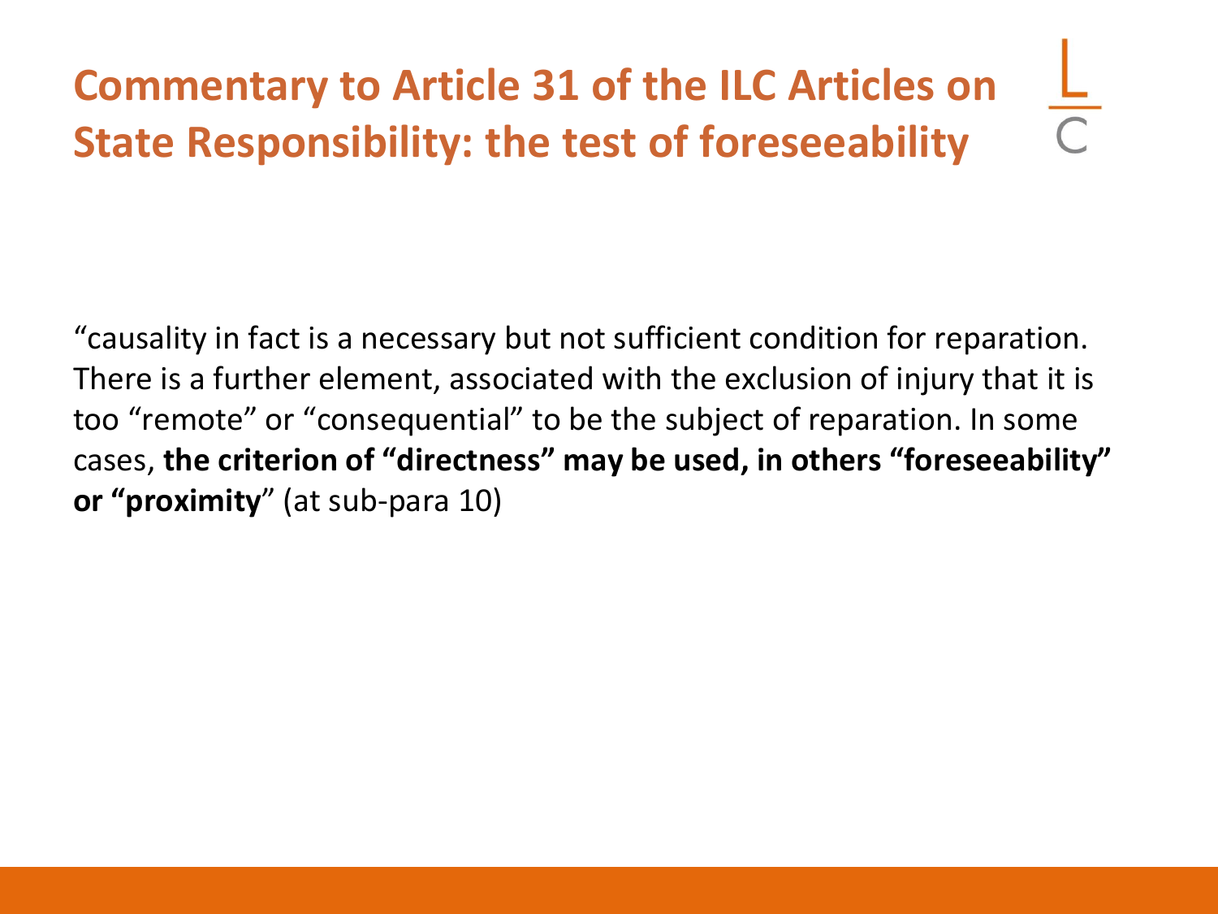# Commentary to Article 31 of the ILC Articles on State Responsibility: the test of foreseeability

"causality in fact is a necessary but not sufficient condition for reparation. There is a further element, associated with the exclusion of injury that it is too "remote" or "consequential" to be the subject of reparation. In some cases, **the criterion of "directness" may be used, in others "foreseeability" or "proximity**" (at sub-para 10)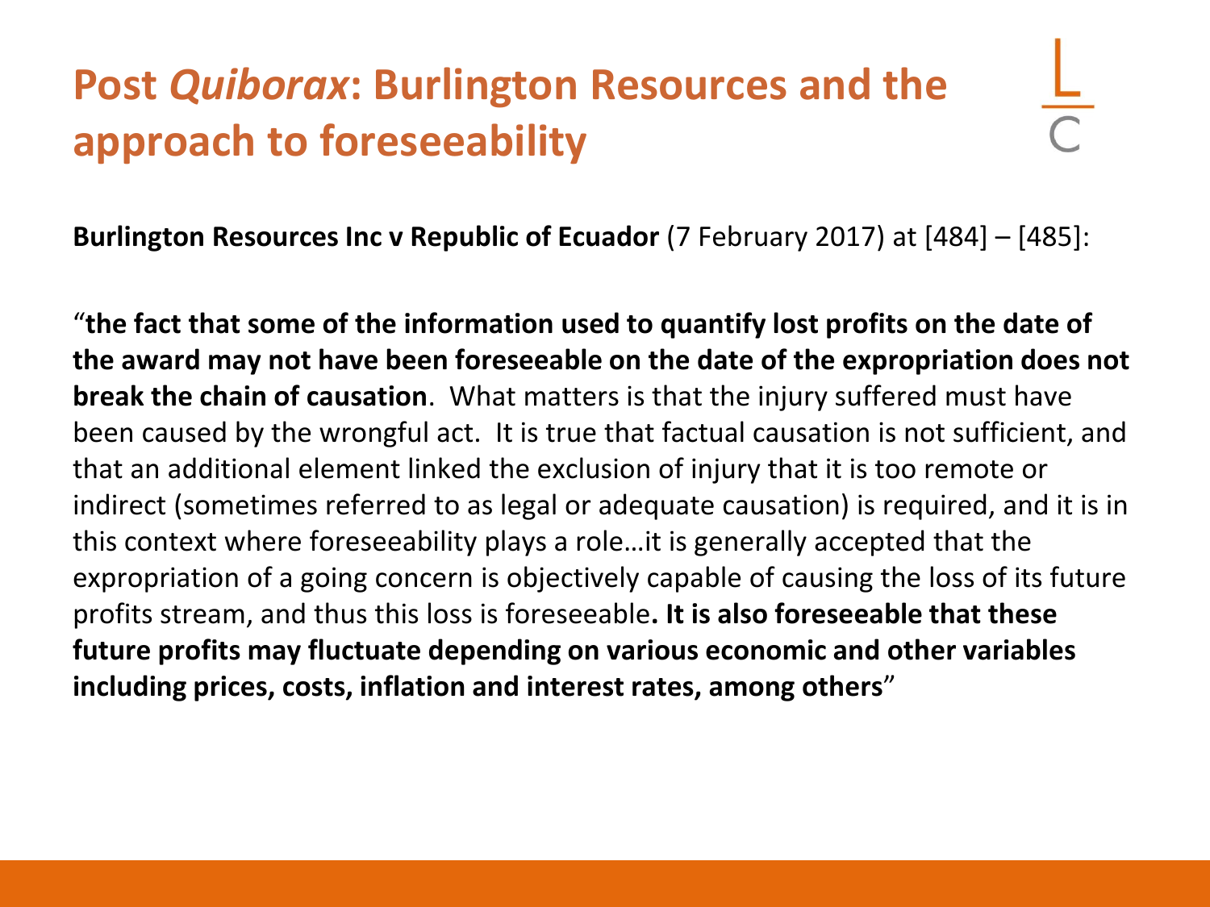# Post *Quiborax*: Burlington Resources and the approach to foreseeability

**Burlington Resources Inc v Republic of Ecuador** (7 February 2017) at [484] – [485]:

"**the fact that some of the information used to quantify lost profits on the date of the award may not have been foreseeable on the date of the expropriation does not break the chain of causation**. What matters is that the injury suffered must have been caused by the wrongful act. It is true that factual causation is not sufficient, and that an additional element linked the exclusion of injury that it is too remote or indirect (sometimes referred to as legal or adequate causation) is required, and it is in this context where foreseeability plays a role…it is generally accepted that the expropriation of a going concern is objectively capable of causing the loss of its future profits stream, and thus this loss is foreseeable**. It is also foreseeable that these future profits may fluctuate depending on various economic and other variables including prices, costs, inflation and interest rates, among others**"